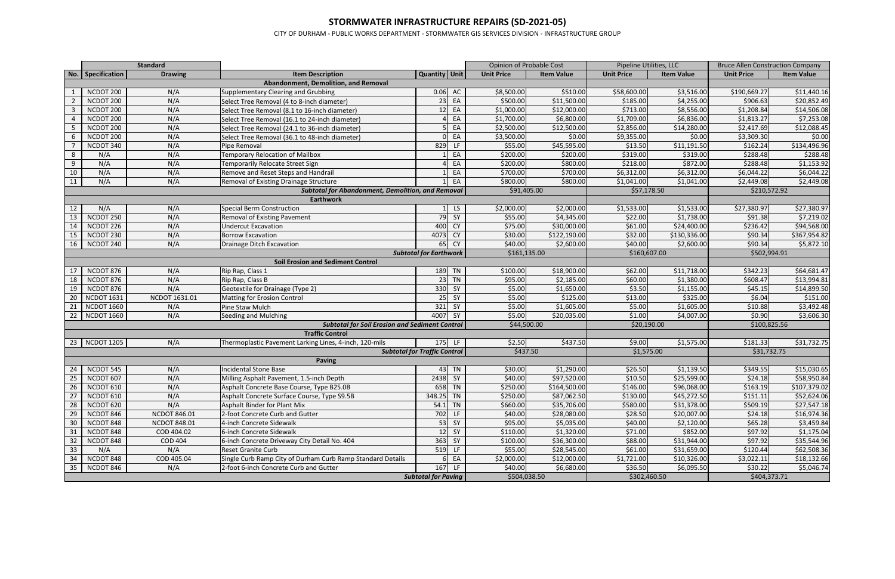# STORMWATER INFRASTRUCTURE REPAIRS (SD-2021-05)

CITY OF DURHAM - PUBLIC WORKS DEPARTMENT - STORMWATER GIS SERVICES DIVISION - INFRASTRUCTURE GROUP

| | Standard | | | | | Opinion of Probable Cost | | Pipeline Utilities, LLC | | Bruce Allen Construction Company | |
|---|---|---|---|---|---|---|---|---|---|---|---|
| No. | Specification | Drawing | Item Description | Quantity | Unit | Unit Price | Item Value | Unit Price | Item Value | Unit Price | Item Value |
| | | | **Abandonment, Demolition, and Removal** | | | | | | | | |
| 1 | NCDOT 200 | N/A | Supplementary Clearing and Grubbing | 0.06 | AC | $8,500.00 | $510.00 | $58,600.00 | $3,516.00 | $190,669.27 | $11,440.16 |
| 2 | NCDOT 200 | N/A | Select Tree Removal (4 to 8-inch diameter) | 23 | EA | $500.00 | $11,500.00 | $185.00 | $4,255.00 | $906.63 | $20,852.49 |
| 3 | NCDOT 200 | N/A | Select Tree Removal (8.1 to 16-inch diameter) | 12 | EA | $1,000.00 | $12,000.00 | $713.00 | $8,556.00 | $1,208.84 | $14,506.08 |
| 4 | NCDOT 200 | N/A | Select Tree Removal (16.1 to 24-inch diameter) | 4 | EA | $1,700.00 | $6,800.00 | $1,709.00 | $6,836.00 | $1,813.27 | $7,253.08 |
| 5 | NCDOT 200 | N/A | Select Tree Removal (24.1 to 36-inch diameter) | 5 | EA | $2,500.00 | $12,500.00 | $2,856.00 | $14,280.00 | $2,417.69 | $12,088.45 |
| 6 | NCDOT 200 | N/A | Select Tree Removal (36.1 to 48-inch diameter) | 0 | EA | $3,500.00 | $0.00 | $9,355.00 | $0.00 | $3,309.30 | $0.00 |
| 7 | NCDOT 340 | N/A | Pipe Removal | 829 | LF | $55.00 | $45,595.00 | $13.50 | $11,191.50 | $162.24 | $134,496.96 |
| 8 | N/A | N/A | Temporary Relocation of Mailbox | 1 | EA | $200.00 | $200.00 | $319.00 | $319.00 | $288.48 | $288.48 |
| 9 | N/A | N/A | Temporarily Relocate Street Sign | 4 | EA | $200.00 | $800.00 | $218.00 | $872.00 | $288.48 | $1,153.92 |
| 10 | N/A | N/A | Remove and Reset Steps and Handrail | 1 | EA | $700.00 | $700.00 | $6,312.00 | $6,312.00 | $6,044.22 | $6,044.22 |
| 11 | N/A | N/A | Removal of Existing Drainage Structure | 1 | EA | $800.00 | $800.00 | $1,041.00 | $1,041.00 | $2,449.08 | $2,449.08 |
| | | | ***Subtotal for Abandonment, Demolition, and Removal*** | | | $91,405.00 | | $57,178.50 | | $210,572.92 | |
| | | | **Earthwork** | | | | | | | | |
| 12 | N/A | N/A | Special Berm Construction | 1 | LS | $2,000.00 | $2,000.00 | $1,533.00 | $1,533.00 | $27,380.97 | $27,380.97 |
| 13 | NCDOT 250 | N/A | Removal of Existing Pavement | 79 | SY | $55.00 | $4,345.00 | $22.00 | $1,738.00 | $91.38 | $7,219.02 |
| 14 | NCDOT 226 | N/A | Undercut Excavation | 400 | CY | $75.00 | $30,000.00 | $61.00 | $24,400.00 | $236.42 | $94,568.00 |
| 15 | NCDOT 230 | N/A | Borrow Excavation | 4073 | CY | $30.00 | $122,190.00 | $32.00 | $130,336.00 | $90.34 | $367,954.82 |
| 16 | NCDOT 240 | N/A | Drainage Ditch Excavation | 65 | CY | $40.00 | $2,600.00 | $40.00 | $2,600.00 | $90.34 | $5,872.10 |
| | | | ***Subtotal for Earthwork*** | | | $161,135.00 | | $160,607.00 | | $502,994.91 | |
| | | | **Soil Erosion and Sediment Control** | | | | | | | | |
| 17 | NCDOT 876 | N/A | Rip Rap, Class 1 | 189 | TN | $100.00 | $18,900.00 | $62.00 | $11,718.00 | $342.23 | $64,681.47 |
| 18 | NCDOT 876 | N/A | Rip Rap, Class B | 23 | TN | $95.00 | $2,185.00 | $60.00 | $1,380.00 | $608.47 | $13,994.81 |
| 19 | NCDOT 876 | N/A | Geotextile for Drainage (Type 2) | 330 | SY | $5.00 | $1,650.00 | $3.50 | $1,155.00 | $45.15 | $14,899.50 |
| 20 | NCDOT 1631 | NCDOT 1631.01 | Matting for Erosion Control | 25 | SY | $5.00 | $125.00 | $13.00 | $325.00 | $6.04 | $151.00 |
| 21 | NCDOT 1660 | N/A | Pine Staw Mulch | 321 | SY | $5.00 | $1,605.00 | $5.00 | $1,605.00 | $10.88 | $3,492.48 |
| 22 | NCDOT 1660 | N/A | Seeding and Mulching | 4007 | SY | $5.00 | $20,035.00 | $1.00 | $4,007.00 | $0.90 | $3,606.30 |
| | | | ***Subtotal for Soil Erosion and Sediment Control*** | | | $44,500.00 | | $20,190.00 | | $100,825.56 | |
| | | | **Traffic Control** | | | | | | | | |
| 23 | NCDOT 1205 | N/A | Thermoplastic Pavement Larking Lines, 4-inch, 120-mils | 175 | LF | $2.50 | $437.50 | $9.00 | $1,575.00 | $181.33 | $31,732.75 |
| | | | ***Subtotal for Traffic Control*** | | | $437.50 | | $1,575.00 | | $31,732.75 | |
| | | | **Paving** | | | | | | | | |
| 24 | NCDOT 545 | N/A | Incidental Stone Base | 43 | TN | $30.00 | $1,290.00 | $26.50 | $1,139.50 | $349.55 | $15,030.65 |
| 25 | NCDOT 607 | N/A | Milling Asphalt Pavement, 1.5-inch Depth | 2438 | SY | $40.00 | $97,520.00 | $10.50 | $25,599.00 | $24.18 | $58,950.84 |
| 26 | NCDOT 610 | N/A | Asphalt Concrete Base Course, Type B25.0B | 658 | TN | $250.00 | $164,500.00 | $146.00 | $96,068.00 | $163.19 | $107,379.02 |
| 27 | NCDOT 610 | N/A | Asphalt Concrete Surface Course, Type S9.5B | 348.25 | TN | $250.00 | $87,062.50 | $130.00 | $45,272.50 | $151.11 | $52,624.06 |
| 28 | NCDOT 620 | N/A | Asphalt Binder for Plant Mix | 54.1 | TN | $660.00 | $35,706.00 | $580.00 | $31,378.00 | $509.19 | $27,547.18 |
| 29 | NCDOT 846 | NCDOT 846.01 | 2-foot Concrete Curb and Gutter | 702 | LF | $40.00 | $28,080.00 | $28.50 | $20,007.00 | $24.18 | $16,974.36 |
| 30 | NCDOT 848 | NCDOT 848.01 | 4-inch Concrete Sidewalk | 53 | SY | $95.00 | $5,035.00 | $40.00 | $2,120.00 | $65.28 | $3,459.84 |
| 31 | NCDOT 848 | COD 404.02 | 6-inch Concrete Sidewalk | 12 | SY | $110.00 | $1,320.00 | $71.00 | $852.00 | $97.92 | $1,175.04 |
| 32 | NCDOT 848 | COD 404 | 6-inch Concrete Driveway City Detail No. 404 | 363 | SY | $100.00 | $36,300.00 | $88.00 | $31,944.00 | $97.92 | $35,544.96 |
| 33 | N/A | N/A | Reset Granite Curb | 519 | LF | $55.00 | $28,545.00 | $61.00 | $31,659.00 | $120.44 | $62,508.36 |
| 34 | NCDOT 848 | COD 405.04 | Single Curb Ramp City of Durham Curb Ramp Standard Details | 6 | EA | $2,000.00 | $12,000.00 | $1,721.00 | $10,326.00 | $3,022.11 | $18,132.66 |
| 35 | NCDOT 846 | N/A | 2-foot 6-inch Concrete Curb and Gutter | 167 | LF | $40.00 | $6,680.00 | $36.50 | $6,095.50 | $30.22 | $5,046.74 |
| | | | ***Subtotal for Paving*** | | | $504,038.50 | | $302,460.50 | | $404,373.71 | |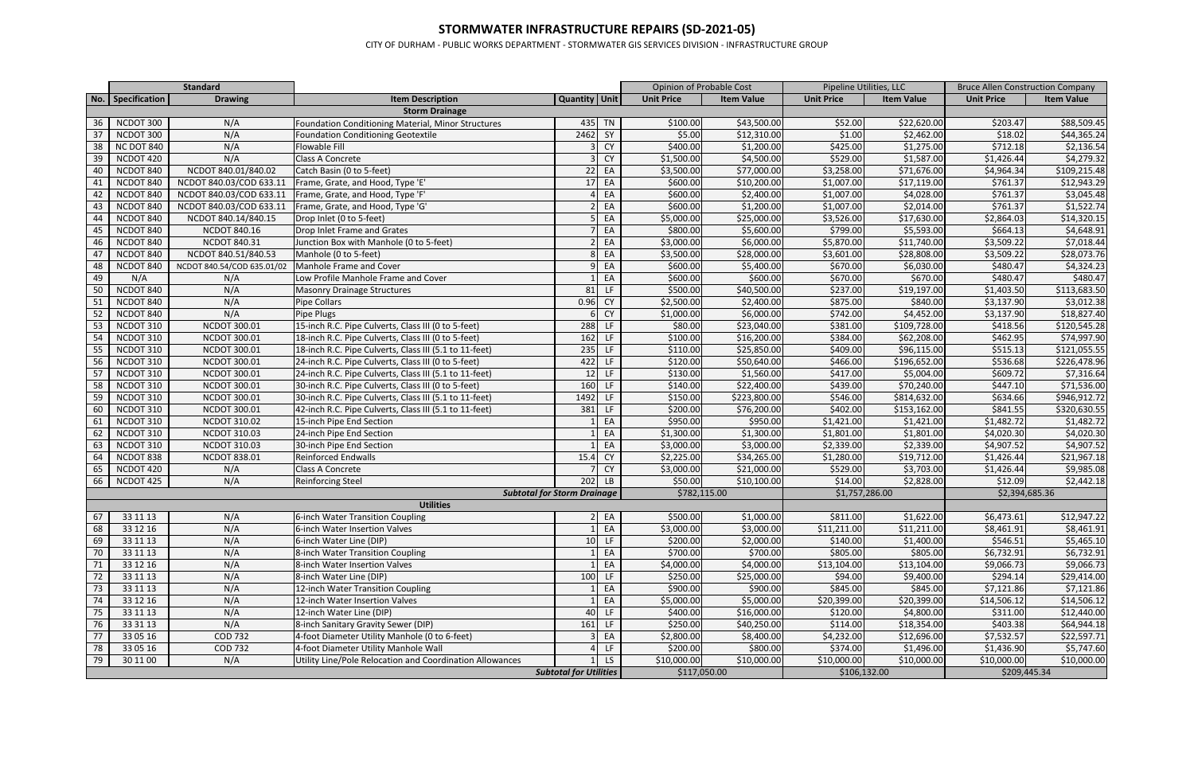# STORMWATER INFRASTRUCTURE REPAIRS (SD-2021-05)

CITY OF DURHAM - PUBLIC WORKS DEPARTMENT - STORMWATER GIS SERVICES DIVISION - INFRASTRUCTURE GROUP

| | Standard | | | | | Opinion of Probable Cost | | Pipeline Utilities, LLC | | Bruce Allen Construction Company | |
|---|---|---|---|---|---|---|---|---|---|---|---|
| No. | Specification | Drawing | Item Description | Quantity | Unit | Unit Price | Item Value | Unit Price | Item Value | Unit Price | Item Value |
| | | | **Storm Drainage** | | | | | | | | |
| 36 | NCDOT 300 | N/A | Foundation Conditioning Material, Minor Structures | 435 | TN | $100.00 | $43,500.00 | $52.00 | $22,620.00 | $203.47 | $88,509.45 |
| 37 | NCDOT 300 | N/A | Foundation Conditioning Geotextile | 2462 | SY | $5.00 | $12,310.00 | $1.00 | $2,462.00 | $18.02 | $44,365.24 |
| 38 | NC DOT 840 | N/A | Flowable Fill | 3 | CY | $400.00 | $1,200.00 | $425.00 | $1,275.00 | $712.18 | $2,136.54 |
| 39 | NCDOT 420 | N/A | Class A Concrete | 3 | CY | $1,500.00 | $4,500.00 | $529.00 | $1,587.00 | $1,426.44 | $4,279.32 |
| 40 | NCDOT 840 | NCDOT 840.01/840.02 | Catch Basin (0 to 5-feet) | 22 | EA | $3,500.00 | $77,000.00 | $3,258.00 | $71,676.00 | $4,964.34 | $109,215.48 |
| 41 | NCDOT 840 | NCDOT 840.03/COD 633.11 | Frame, Grate, and Hood, Type 'E' | 17 | EA | $600.00 | $10,200.00 | $1,007.00 | $17,119.00 | $761.37 | $12,943.29 |
| 42 | NCDOT 840 | NCDOT 840.03/COD 633.11 | Frame, Grate, and Hood, Type 'F' | 4 | EA | $600.00 | $2,400.00 | $1,007.00 | $4,028.00 | $761.37 | $3,045.48 |
| 43 | NCDOT 840 | NCDOT 840.03/COD 633.11 | Frame, Grate, and Hood, Type 'G' | 2 | EA | $600.00 | $1,200.00 | $1,007.00 | $2,014.00 | $761.37 | $1,522.74 |
| 44 | NCDOT 840 | NCDOT 840.14/840.15 | Drop Inlet (0 to 5-feet) | 5 | EA | $5,000.00 | $25,000.00 | $3,526.00 | $17,630.00 | $2,864.03 | $14,320.15 |
| 45 | NCDOT 840 | NCDOT 840.16 | Drop Inlet Frame and Grates | 7 | EA | $800.00 | $5,600.00 | $799.00 | $5,593.00 | $664.13 | $4,648.91 |
| 46 | NCDOT 840 | NCDOT 840.31 | Junction Box with Manhole (0 to 5-feet) | 2 | EA | $3,000.00 | $6,000.00 | $5,870.00 | $11,740.00 | $3,509.22 | $7,018.44 |
| 47 | NCDOT 840 | NCDOT 840.51/840.53 | Manhole (0 to 5-feet) | 8 | EA | $3,500.00 | $28,000.00 | $3,601.00 | $28,808.00 | $3,509.22 | $28,073.76 |
| 48 | NCDOT 840 | NCDOT 840.54/COD 635.01/02 | Manhole Frame and Cover | 9 | EA | $600.00 | $5,400.00 | $670.00 | $6,030.00 | $480.47 | $4,324.23 |
| 49 | N/A | N/A | Low Profile Manhole Frame and Cover | 1 | EA | $600.00 | $600.00 | $670.00 | $670.00 | $480.47 | $480.47 |
| 50 | NCDOT 840 | N/A | Masonry Drainage Structures | 81 | LF | $500.00 | $40,500.00 | $237.00 | $19,197.00 | $1,403.50 | $113,683.50 |
| 51 | NCDOT 840 | N/A | Pipe Collars | 0.96 | CY | $2,500.00 | $2,400.00 | $875.00 | $840.00 | $3,137.90 | $3,012.38 |
| 52 | NCDOT 840 | N/A | Pipe Plugs | 6 | CY | $1,000.00 | $6,000.00 | $742.00 | $4,452.00 | $3,137.90 | $18,827.40 |
| 53 | NCDOT 310 | NCDOT 300.01 | 15-inch R.C. Pipe Culverts, Class III (0 to 5-feet) | 288 | LF | $80.00 | $23,040.00 | $381.00 | $109,728.00 | $418.56 | $120,545.28 |
| 54 | NCDOT 310 | NCDOT 300.01 | 18-inch R.C. Pipe Culverts, Class III (0 to 5-feet) | 162 | LF | $100.00 | $16,200.00 | $384.00 | $62,208.00 | $462.95 | $74,997.90 |
| 55 | NCDOT 310 | NCDOT 300.01 | 18-inch R.C. Pipe Culverts, Class III (5.1 to 11-feet) | 235 | LF | $110.00 | $25,850.00 | $409.00 | $96,115.00 | $515.13 | $121,055.55 |
| 56 | NCDOT 310 | NCDOT 300.01 | 24-inch R.C. Pipe Culverts, Class III (0 to 5-feet) | 422 | LF | $120.00 | $50,640.00 | $466.00 | $196,652.00 | $536.68 | $226,478.96 |
| 57 | NCDOT 310 | NCDOT 300.01 | 24-inch R.C. Pipe Culverts, Class III (5.1 to 11-feet) | 12 | LF | $130.00 | $1,560.00 | $417.00 | $5,004.00 | $609.72 | $7,316.64 |
| 58 | NCDOT 310 | NCDOT 300.01 | 30-inch R.C. Pipe Culverts, Class III (0 to 5-feet) | 160 | LF | $140.00 | $22,400.00 | $439.00 | $70,240.00 | $447.10 | $71,536.00 |
| 59 | NCDOT 310 | NCDOT 300.01 | 30-inch R.C. Pipe Culverts, Class III (5.1 to 11-feet) | 1492 | LF | $150.00 | $223,800.00 | $546.00 | $814,632.00 | $634.66 | $946,912.72 |
| 60 | NCDOT 310 | NCDOT 300.01 | 42-inch R.C. Pipe Culverts, Class III (5.1 to 11-feet) | 381 | LF | $200.00 | $76,200.00 | $402.00 | $153,162.00 | $841.55 | $320,630.55 |
| 61 | NCDOT 310 | NCDOT 310.02 | 15-inch Pipe End Section | 1 | EA | $950.00 | $950.00 | $1,421.00 | $1,421.00 | $1,482.72 | $1,482.72 |
| 62 | NCDOT 310 | NCDOT 310.03 | 24-inch Pipe End Section | 1 | EA | $1,300.00 | $1,300.00 | $1,801.00 | $1,801.00 | $4,020.30 | $4,020.30 |
| 63 | NCDOT 310 | NCDOT 310.03 | 30-inch Pipe End Section | 1 | EA | $3,000.00 | $3,000.00 | $2,339.00 | $2,339.00 | $4,907.52 | $4,907.52 |
| 64 | NCDOT 838 | NCDOT 838.01 | Reinforced Endwalls | 15.4 | CY | $2,225.00 | $34,265.00 | $1,280.00 | $19,712.00 | $1,426.44 | $21,967.18 |
| 65 | NCDOT 420 | N/A | Class A Concrete | 7 | CY | $3,000.00 | $21,000.00 | $529.00 | $3,703.00 | $1,426.44 | $9,985.08 |
| 66 | NCDOT 425 | N/A | Reinforcing Steel | 202 | LB | $50.00 | $10,100.00 | $14.00 | $2,828.00 | $12.09 | $2,442.18 |
| | | | | ***Subtotal for Storm Drainage*** | | $782,115.00 | | $1,757,286.00 | | $2,394,685.36 | |
| | | | **Utilities** | | | | | | | | |
| 67 | 33 11 13 | N/A | 6-inch Water Transition Coupling | 2 | EA | $500.00 | $1,000.00 | $811.00 | $1,622.00 | $6,473.61 | $12,947.22 |
| 68 | 33 12 16 | N/A | 6-inch Water Insertion Valves | 1 | EA | $3,000.00 | $3,000.00 | $11,211.00 | $11,211.00 | $8,461.91 | $8,461.91 |
| 69 | 33 11 13 | N/A | 6-inch Water Line (DIP) | 10 | LF | $200.00 | $2,000.00 | $140.00 | $1,400.00 | $546.51 | $5,465.10 |
| 70 | 33 11 13 | N/A | 8-inch Water Transition Coupling | 1 | EA | $700.00 | $700.00 | $805.00 | $805.00 | $6,732.91 | $6,732.91 |
| 71 | 33 12 16 | N/A | 8-inch Water Insertion Valves | 1 | EA | $4,000.00 | $4,000.00 | $13,104.00 | $13,104.00 | $9,066.73 | $9,066.73 |
| 72 | 33 11 13 | N/A | 8-inch Water Line (DIP) | 100 | LF | $250.00 | $25,000.00 | $94.00 | $9,400.00 | $294.14 | $29,414.00 |
| 73 | 33 11 13 | N/A | 12-inch Water Transition Coupling | 1 | EA | $900.00 | $900.00 | $845.00 | $845.00 | $7,121.86 | $7,121.86 |
| 74 | 33 12 16 | N/A | 12-inch Water Insertion Valves | 1 | EA | $5,000.00 | $5,000.00 | $20,399.00 | $20,399.00 | $14,506.12 | $14,506.12 |
| 75 | 33 11 13 | N/A | 12-inch Water Line (DIP) | 40 | LF | $400.00 | $16,000.00 | $120.00 | $4,800.00 | $311.00 | $12,440.00 |
| 76 | 33 31 13 | N/A | 8-inch Sanitary Gravity Sewer (DIP) | 161 | LF | $250.00 | $40,250.00 | $114.00 | $18,354.00 | $403.38 | $64,944.18 |
| 77 | 33 05 16 | COD 732 | 4-foot Diameter Utility Manhole (0 to 6-feet) | 3 | EA | $2,800.00 | $8,400.00 | $4,232.00 | $12,696.00 | $7,532.57 | $22,597.71 |
| 78 | 33 05 16 | COD 732 | 4-foot Diameter Utility Manhole Wall | 4 | LF | $200.00 | $800.00 | $374.00 | $1,496.00 | $1,436.90 | $5,747.60 |
| 79 | 30 11 00 | N/A | Utility Line/Pole Relocation and Coordination Allowances | 1 | LS | $10,000.00 | $10,000.00 | $10,000.00 | $10,000.00 | $10,000.00 | $10,000.00 |
| | | | | ***Subtotal for Utilities*** | | $117,050.00 | | $106,132.00 | | $209,445.34 | |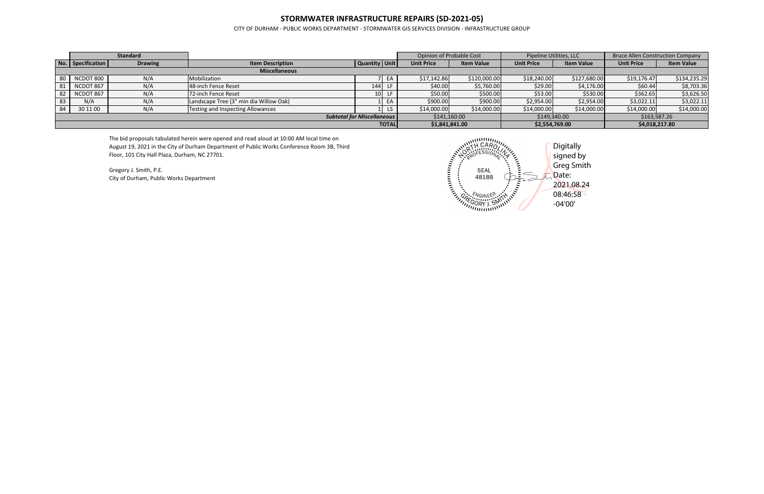# STORMWATER INFRASTRUCTURE REPAIRS (SD-2021-05)

CITY OF DURHAM - PUBLIC WORKS DEPARTMENT - STORMWATER GIS SERVICES DIVISION - INFRASTRUCTURE GROUP

| | Standard | | | | | Opinion of Probable Cost | | Pipeline Utilities, LLC | | Bruce Allen Construction Company | |
|---|---|---|---|---|---|---|---|---|---|---|---|
| No. | Specification | Drawing | Item Description | Quantity | Unit | Unit Price | Item Value | Unit Price | Item Value | Unit Price | Item Value |
| | | | **Miscellaneous** | | | | | | | | |
| 80 | NCDOT 800 | N/A | Mobilization | 7 | EA | $17,142.86 | $120,000.00 | $18,240.00 | $127,680.00 | $19,176.47 | $134,235.29 |
| 81 | NCDOT 867 | N/A | 48-inch Fence Reset | 144 | LF | $40.00 | $5,760.00 | $29.00 | $4,176.00 | $60.44 | $8,703.36 |
| 82 | NCDOT 867 | N/A | 72-inch Fence Reset | 10 | LF | $50.00 | $500.00 | $53.00 | $530.00 | $362.65 | $3,626.50 |
| 83 | N/A | N/A | Landscape Tree (3" min dia Willow Oak) | 1 | EA | $900.00 | $900.00 | $2,954.00 | $2,954.00 | $3,022.11 | $3,022.11 |
| 84 | 30 11 00 | N/A | Testing and Inspecting Allowances | 1 | LS | $14,000.00 | $14,000.00 | $14,000.00 | $14,000.00 | $14,000.00 | $14,000.00 |
| | | | | | ***Subtotal for Miscellaneous*** | $141,160.00 | | $149,340.00 | | $163,587.26 | |
| | | | | | **TOTAL** | **$1,841,841.00** | | **$2,554,769.00** | | **$4,018,217.80** | |

The bid proposals tabulated herein were opened and read aloud at 10:00 AM local time on August 19, 2021 in the City of Durham Department of Public Works Conference Room 3B, Third Floor, 101 City Hall Plaza, Durham, NC 27701.

Gregory J. Smith, P.E.
City of Durham, Public Works Department

NORTH CAROLINA PROFESSIONAL SEAL 48188 ENGINEER GREGORY J. SMITH

Digitally signed by Greg Smith
Date: 2021.08.24 08:46:58 -04'00'